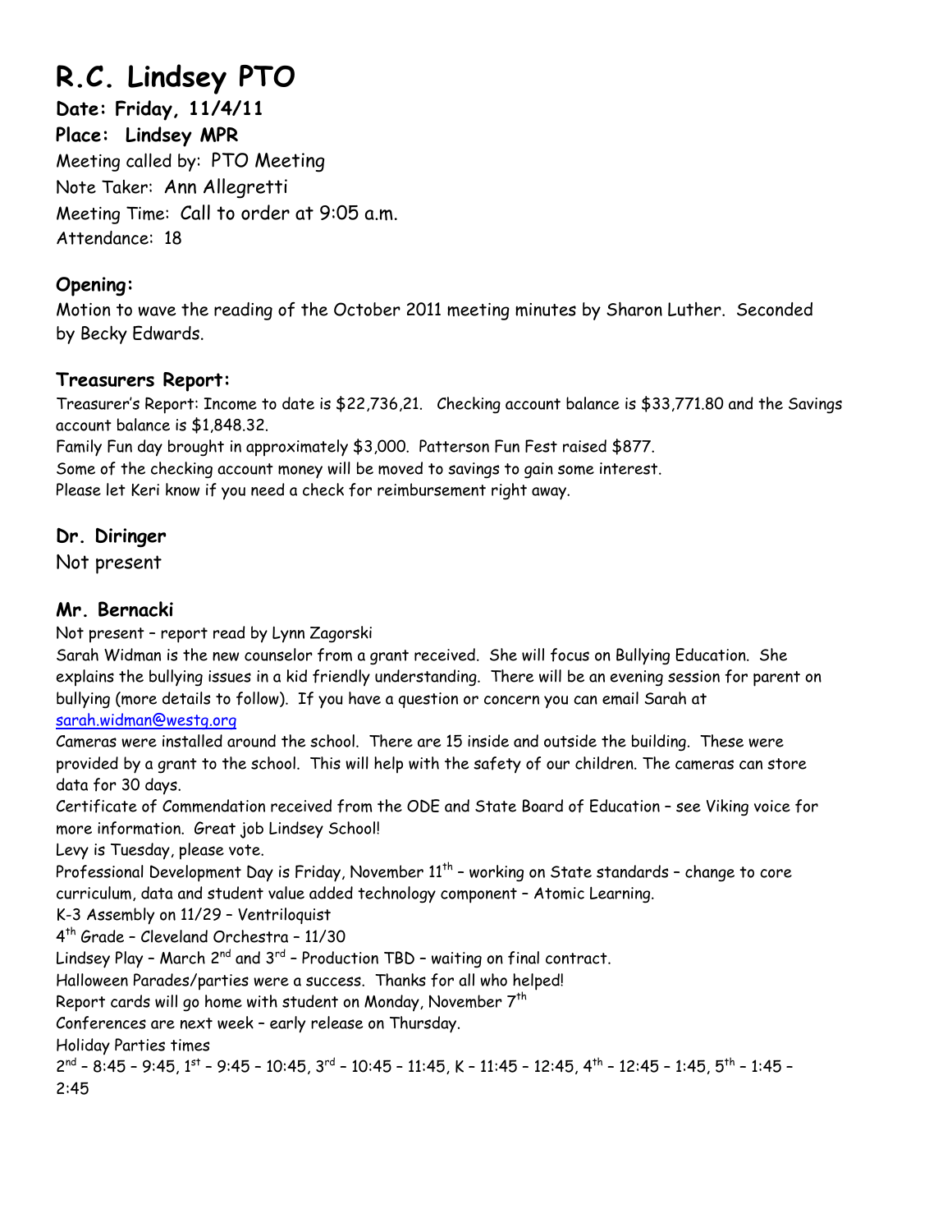# R.C. Lindsey PTO

**Date: Friday, 11/4/11**

**Place: Lindsey MPR**

Meeting called by: PTO Meeting

Note Taker: Ann Allegretti

Meeting Time: Call to order at 9:05 a.m.

Attendance: 18

## Opening:

Motion to wave the reading of the October 2011 meeting minutes by Sharon Luther. Seconded by Becky Edwards.

## Treasurers Report:

Treasurer's Report: Income to date is $22,736,21. Checking account balance is $33,771.80 and the Savings account balance is $1,848.32.

Family Fun day brought in approximately $3,000. Patterson Fun Fest raised $877.

Some of the checking account money will be moved to savings to gain some interest.

Please let Keri know if you need a check for reimbursement right away.

## Dr. Diringer

Not present

## Mr. Bernacki

Not present – report read by Lynn Zagorski

Sarah Widman is the new counselor from a grant received. She will focus on Bullying Education. She explains the bullying issues in a kid friendly understanding. There will be an evening session for parent on bullying (more details to follow). If you have a question or concern you can email Sarah at sarah.widman@westg.org

Cameras were installed around the school. There are 15 inside and outside the building. These were provided by a grant to the school. This will help with the safety of our children. The cameras can store data for 30 days.

Certificate of Commendation received from the ODE and State Board of Education – see Viking voice for more information. Great job Lindsey School!

Levy is Tuesday, please vote.

Professional Development Day is Friday, November 11th – working on State standards – change to core curriculum, data and student value added technology component – Atomic Learning.

K-3 Assembly on 11/29 – Ventriloquist

4th Grade – Cleveland Orchestra – 11/30

Lindsey Play – March 2nd and 3rd – Production TBD – waiting on final contract.

Halloween Parades/parties were a success. Thanks for all who helped!

Report cards will go home with student on Monday, November 7th

Conferences are next week – early release on Thursday.

Holiday Parties times

2nd – 8:45 – 9:45, 1st – 9:45 – 10:45, 3rd – 10:45 – 11:45, K – 11:45 – 12:45, 4th – 12:45 – 1:45, 5th – 1:45 – 2:45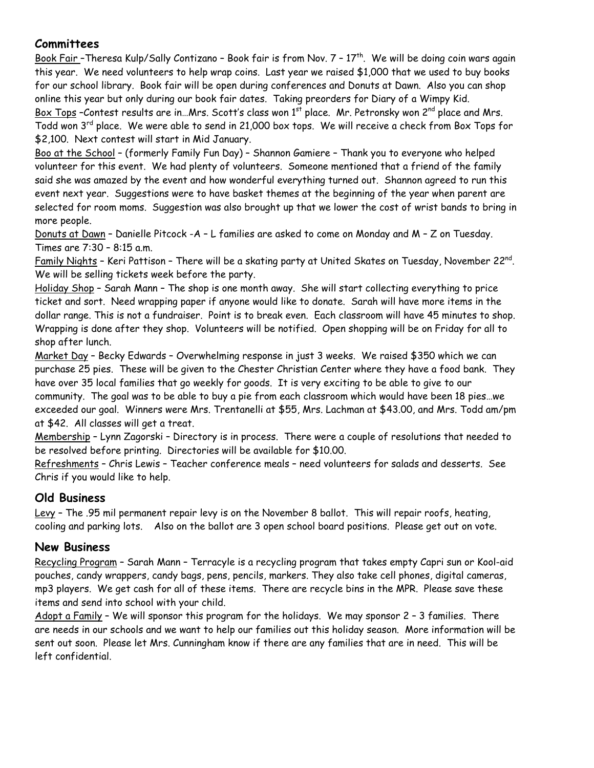## Committees

Book Fair –Theresa Kulp/Sally Contizano – Book fair is from Nov. 7 – 17th. We will be doing coin wars again this year. We need volunteers to help wrap coins. Last year we raised $1,000 that we used to buy books for our school library. Book fair will be open during conferences and Donuts at Dawn. Also you can shop online this year but only during our book fair dates. Taking preorders for Diary of a Wimpy Kid.

Box Tops –Contest results are in…Mrs. Scott's class won 1st place. Mr. Petronsky won 2nd place and Mrs. Todd won 3rd place. We were able to send in 21,000 box tops. We will receive a check from Box Tops for $2,100. Next contest will start in Mid January.

Boo at the School – (formerly Family Fun Day) – Shannon Gamiere – Thank you to everyone who helped volunteer for this event. We had plenty of volunteers. Someone mentioned that a friend of the family said she was amazed by the event and how wonderful everything turned out. Shannon agreed to run this event next year. Suggestions were to have basket themes at the beginning of the year when parent are selected for room moms. Suggestion was also brought up that we lower the cost of wrist bands to bring in more people.

Donuts at Dawn – Danielle Pitcock -A – L families are asked to come on Monday and M – Z on Tuesday. Times are 7:30 – 8:15 a.m.

Family Nights – Keri Pattison – There will be a skating party at United Skates on Tuesday, November 22nd. We will be selling tickets week before the party.

Holiday Shop – Sarah Mann – The shop is one month away. She will start collecting everything to price ticket and sort. Need wrapping paper if anyone would like to donate. Sarah will have more items in the dollar range. This is not a fundraiser. Point is to break even. Each classroom will have 45 minutes to shop. Wrapping is done after they shop. Volunteers will be notified. Open shopping will be on Friday for all to shop after lunch.

Market Day – Becky Edwards – Overwhelming response in just 3 weeks. We raised $350 which we can purchase 25 pies. These will be given to the Chester Christian Center where they have a food bank. They have over 35 local families that go weekly for goods. It is very exciting to be able to give to our community. The goal was to be able to buy a pie from each classroom which would have been 18 pies…we exceeded our goal. Winners were Mrs. Trentanelli at $55, Mrs. Lachman at $43.00, and Mrs. Todd am/pm at $42. All classes will get a treat.

Membership – Lynn Zagorski – Directory is in process. There were a couple of resolutions that needed to be resolved before printing. Directories will be available for $10.00.

Refreshments – Chris Lewis – Teacher conference meals – need volunteers for salads and desserts. See Chris if you would like to help.

## Old Business

Levy – The .95 mil permanent repair levy is on the November 8 ballot. This will repair roofs, heating, cooling and parking lots. Also on the ballot are 3 open school board positions. Please get out on vote.

## New Business

Recycling Program – Sarah Mann – Terracyle is a recycling program that takes empty Capri sun or Kool-aid pouches, candy wrappers, candy bags, pens, pencils, markers. They also take cell phones, digital cameras, mp3 players. We get cash for all of these items. There are recycle bins in the MPR. Please save these items and send into school with your child.

Adopt a Family – We will sponsor this program for the holidays. We may sponsor 2 – 3 families. There are needs in our schools and we want to help our families out this holiday season. More information will be sent out soon. Please let Mrs. Cunningham know if there are any families that are in need. This will be left confidential.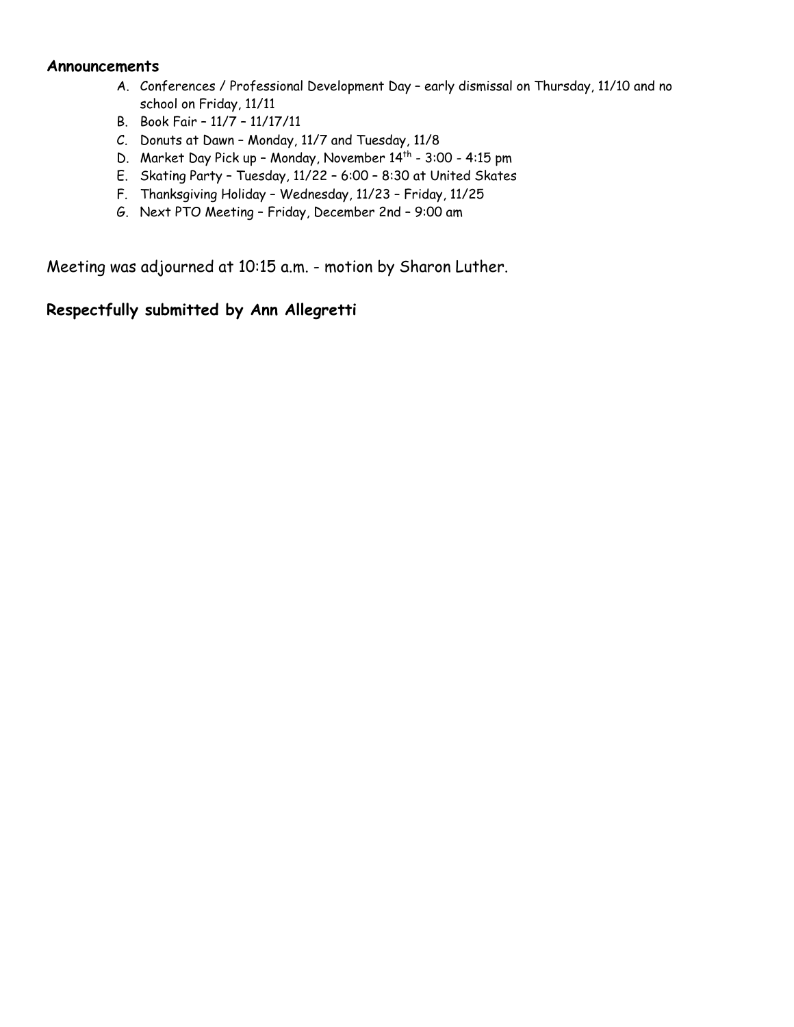**Announcements**

A. Conferences / Professional Development Day – early dismissal on Thursday, 11/10 and no school on Friday, 11/11
B. Book Fair – 11/7 – 11/17/11
C. Donuts at Dawn – Monday, 11/7 and Tuesday, 11/8
D. Market Day Pick up – Monday, November 14th - 3:00 - 4:15 pm
E. Skating Party – Tuesday, 11/22 – 6:00 – 8:30 at United Skates
F. Thanksgiving Holiday – Wednesday, 11/23 – Friday, 11/25
G. Next PTO Meeting – Friday, December 2nd – 9:00 am

Meeting was adjourned at 10:15 a.m. - motion by Sharon Luther.

**Respectfully submitted by Ann Allegretti**